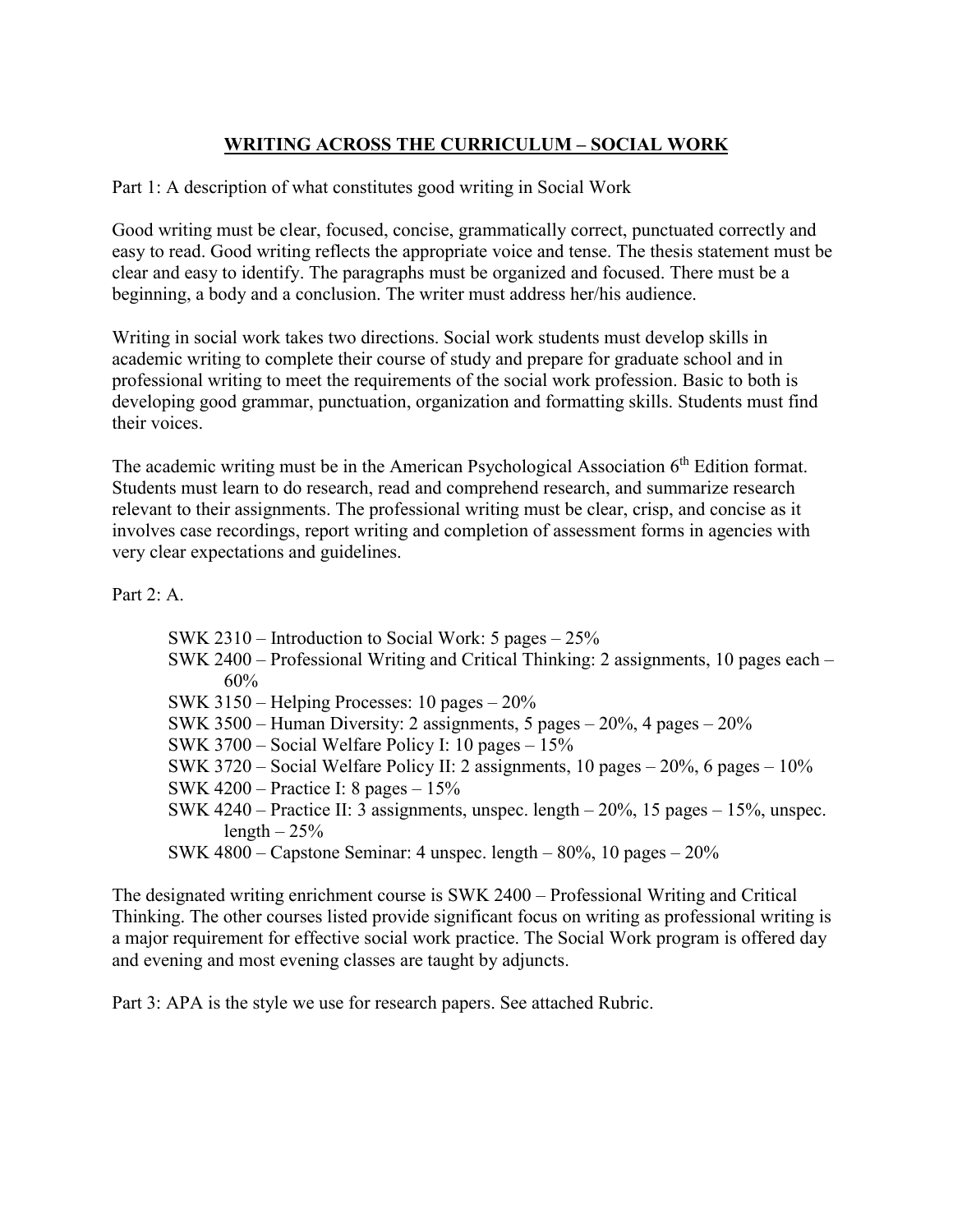# WRITING ACROSS THE CURRICULUM – SOCIAL WORK

Part 1: A description of what constitutes good writing in Social Work

Good writing must be clear, focused, concise, grammatically correct, punctuated correctly and easy to read. Good writing reflects the appropriate voice and tense. The thesis statement must be clear and easy to identify. The paragraphs must be organized and focused. There must be a beginning, a body and a conclusion. The writer must address her/his audience.

Writing in social work takes two directions. Social work students must develop skills in academic writing to complete their course of study and prepare for graduate school and in professional writing to meet the requirements of the social work profession. Basic to both is developing good grammar, punctuation, organization and formatting skills. Students must find their voices.

The academic writing must be in the American Psychological Association 6th Edition format. Students must learn to do research, read and comprehend research, and summarize research relevant to their assignments. The professional writing must be clear, crisp, and concise as it involves case recordings, report writing and completion of assessment forms in agencies with very clear expectations and guidelines.

Part 2: A.

- SWK 2310 – Introduction to Social Work: 5 pages – 25%
- SWK 2400 – Professional Writing and Critical Thinking: 2 assignments, 10 pages each – 60%
- SWK 3150 – Helping Processes: 10 pages – 20%
- SWK 3500 – Human Diversity: 2 assignments, 5 pages – 20%, 4 pages – 20%
- SWK 3700 – Social Welfare Policy I: 10 pages – 15%
- SWK 3720 – Social Welfare Policy II: 2 assignments, 10 pages – 20%, 6 pages – 10%
- SWK 4200 – Practice I: 8 pages – 15%
- SWK 4240 – Practice II: 3 assignments, unspec. length – 20%, 15 pages – 15%, unspec. length – 25%
- SWK 4800 – Capstone Seminar: 4 unspec. length – 80%, 10 pages – 20%

The designated writing enrichment course is SWK 2400 – Professional Writing and Critical Thinking. The other courses listed provide significant focus on writing as professional writing is a major requirement for effective social work practice. The Social Work program is offered day and evening and most evening classes are taught by adjuncts.

Part 3: APA is the style we use for research papers. See attached Rubric.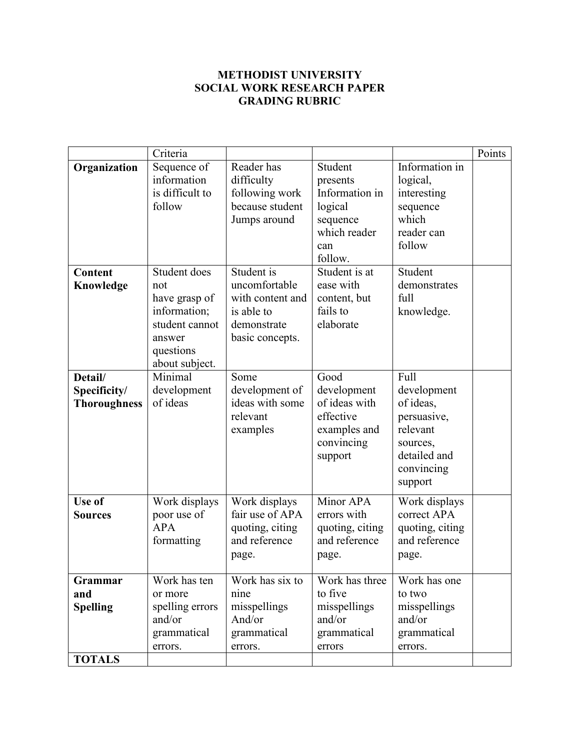**METHODIST UNIVERSITY**
**SOCIAL WORK RESEARCH PAPER**
**GRADING RUBRIC**

| | Criteria | | | | Points |
|---|---|---|---|---|---|
| **Organization** | Sequence of information is difficult to follow | Reader has difficulty following work because student Jumps around | Student presents Information in logical sequence which reader can follow. | Information in logical, interesting sequence which reader can follow | |
| **Content Knowledge** | Student does not have grasp of information; student cannot answer questions about subject. | Student is uncomfortable with content and is able to demonstrate basic concepts. | Student is at ease with content, but fails to elaborate | Student demonstrates full knowledge. | |
| **Detail/ Specificity/ Thoroughness** | Minimal development of ideas | Some development of ideas with some relevant examples | Good development of ideas with effective examples and convincing support | Full development of ideas, persuasive, relevant sources, detailed and convincing support | |
| **Use of Sources** | Work displays poor use of APA formatting | Work displays fair use of APA quoting, citing and reference page. | Minor APA errors with quoting, citing and reference page. | Work displays correct APA quoting, citing and reference page. | |
| **Grammar and Spelling** | Work has ten or more spelling errors and/or grammatical errors. | Work has six to nine misspellings And/or grammatical errors. | Work has three to five misspellings and/or grammatical errors | Work has one to two misspellings and/or grammatical errors. | |
| **TOTALS** | | | | | |